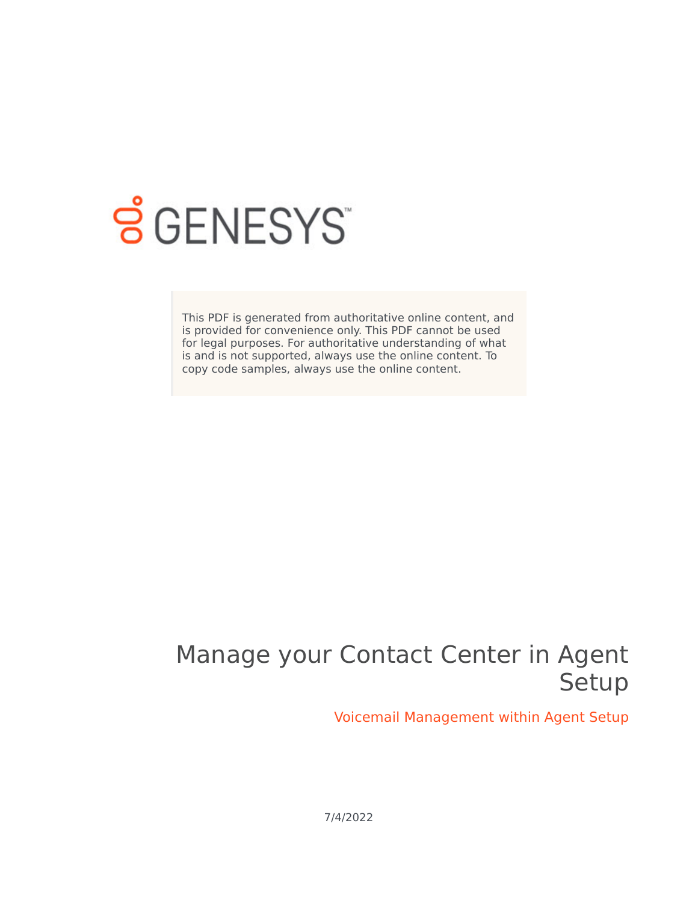GENESYS

This PDF is generated from authoritative online content, and is provided for convenience only. This PDF cannot be used for legal purposes. For authoritative understanding of what is and is not supported, always use the online content. To copy code samples, always use the online content.

# Manage your Contact Center in Agent Setup

## Voicemail Management within Agent Setup

7/4/2022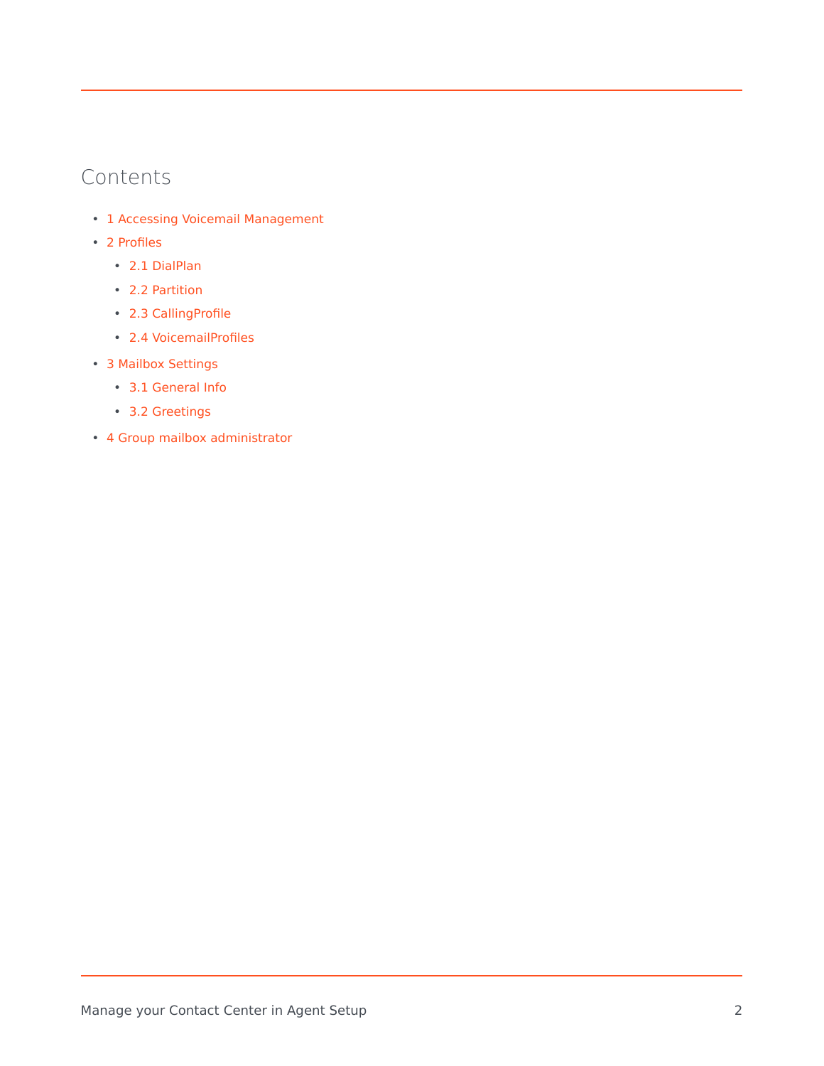# Contents

- 1 Accessing Voicemail Management
- 2 Profiles
  - 2.1 DialPlan
  - 2.2 Partition
  - 2.3 CallingProfile
  - 2.4 VoicemailProfiles
- 3 Mailbox Settings
  - 3.1 General Info
  - 3.2 Greetings
- 4 Group mailbox administrator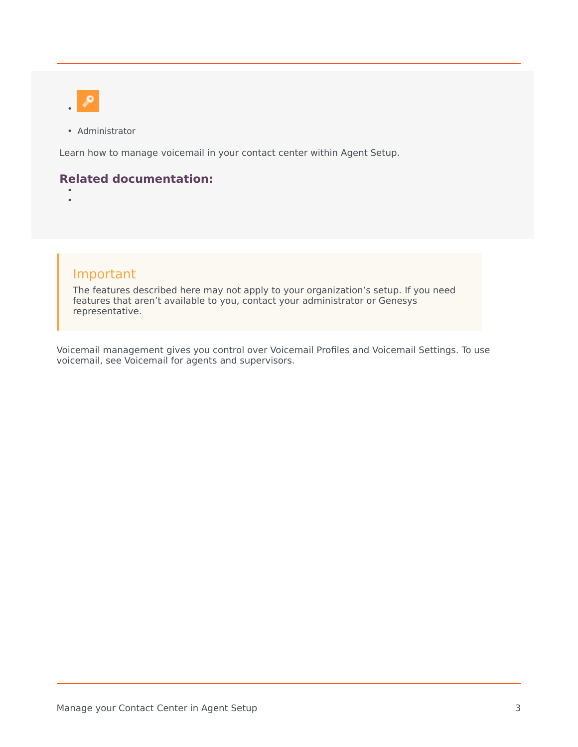- Administrator

Learn how to manage voicemail in your contact center within Agent Setup.

**Related documentation:**

> **Important**
>
> The features described here may not apply to your organization's setup. If you need features that aren't available to you, contact your administrator or Genesys representative.

Voicemail management gives you control over Voicemail Profiles and Voicemail Settings. To use voicemail, see Voicemail for agents and supervisors.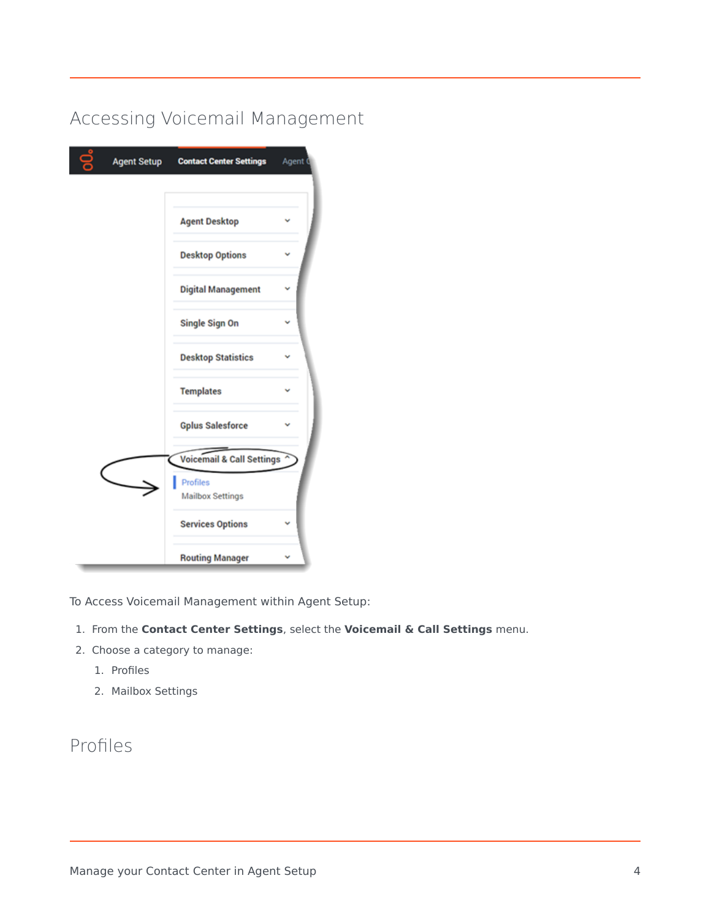## Accessing Voicemail Management

To Access Voicemail Management within Agent Setup:

1. From the **Contact Center Settings**, select the **Voicemail & Call Settings** menu.
2. Choose a category to manage:
   1. Profiles
   2. Mailbox Settings

## Profiles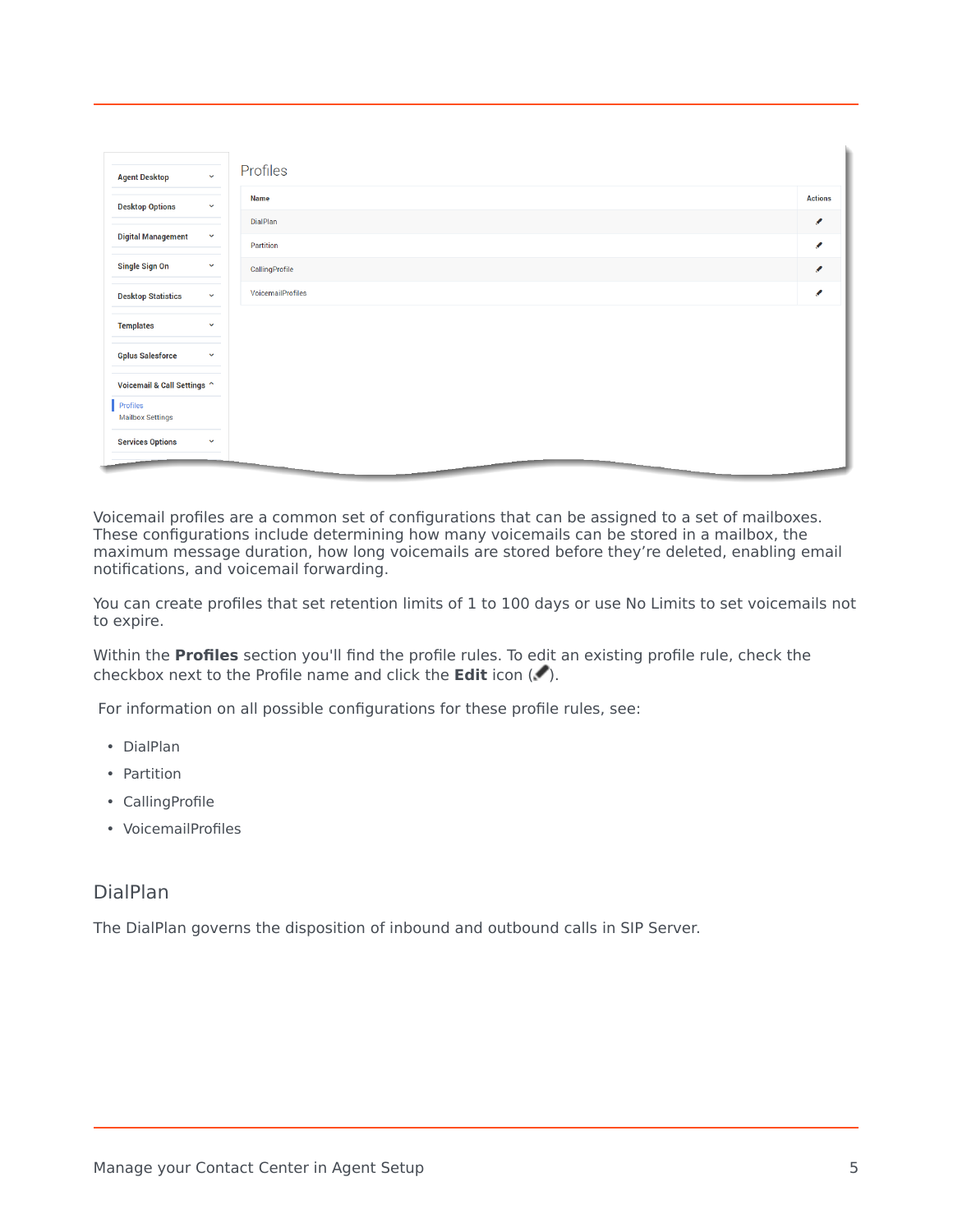Voicemail profiles are a common set of configurations that can be assigned to a set of mailboxes. These configurations include determining how many voicemails can be stored in a mailbox, the maximum message duration, how long voicemails are stored before they're deleted, enabling email notifications, and voicemail forwarding.

You can create profiles that set retention limits of 1 to 100 days or use No Limits to set voicemails not to expire.

Within the **Profiles** section you'll find the profile rules. To edit an existing profile rule, check the checkbox next to the Profile name and click the **Edit** icon (✎).

For information on all possible configurations for these profile rules, see:

- DialPlan
- Partition
- CallingProfile
- VoicemailProfiles

## DialPlan

The DialPlan governs the disposition of inbound and outbound calls in SIP Server.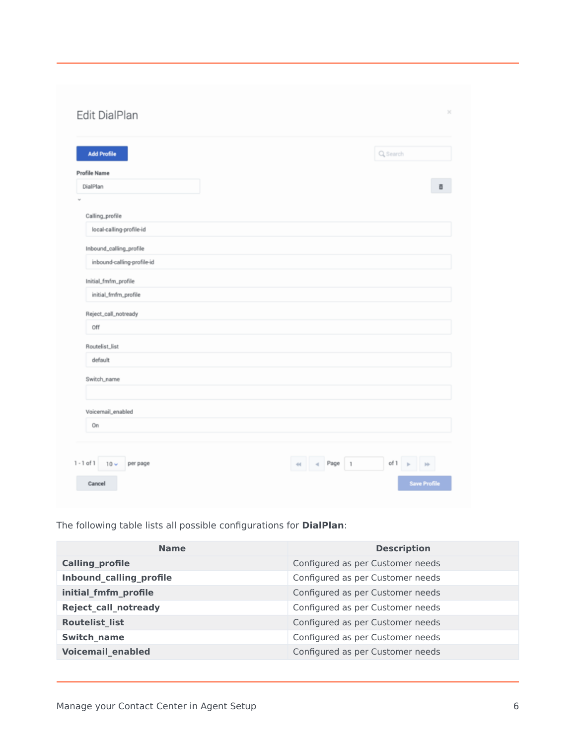The following table lists all possible configurations for **DialPlan**:

| Name | Description |
| --- | --- |
| **Calling_profile** | Configured as per Customer needs |
| **Inbound_calling_profile** | Configured as per Customer needs |
| **initial_fmfm_profile** | Configured as per Customer needs |
| **Reject_call_notready** | Configured as per Customer needs |
| **Routelist_list** | Configured as per Customer needs |
| **Switch_name** | Configured as per Customer needs |
| **Voicemail_enabled** | Configured as per Customer needs |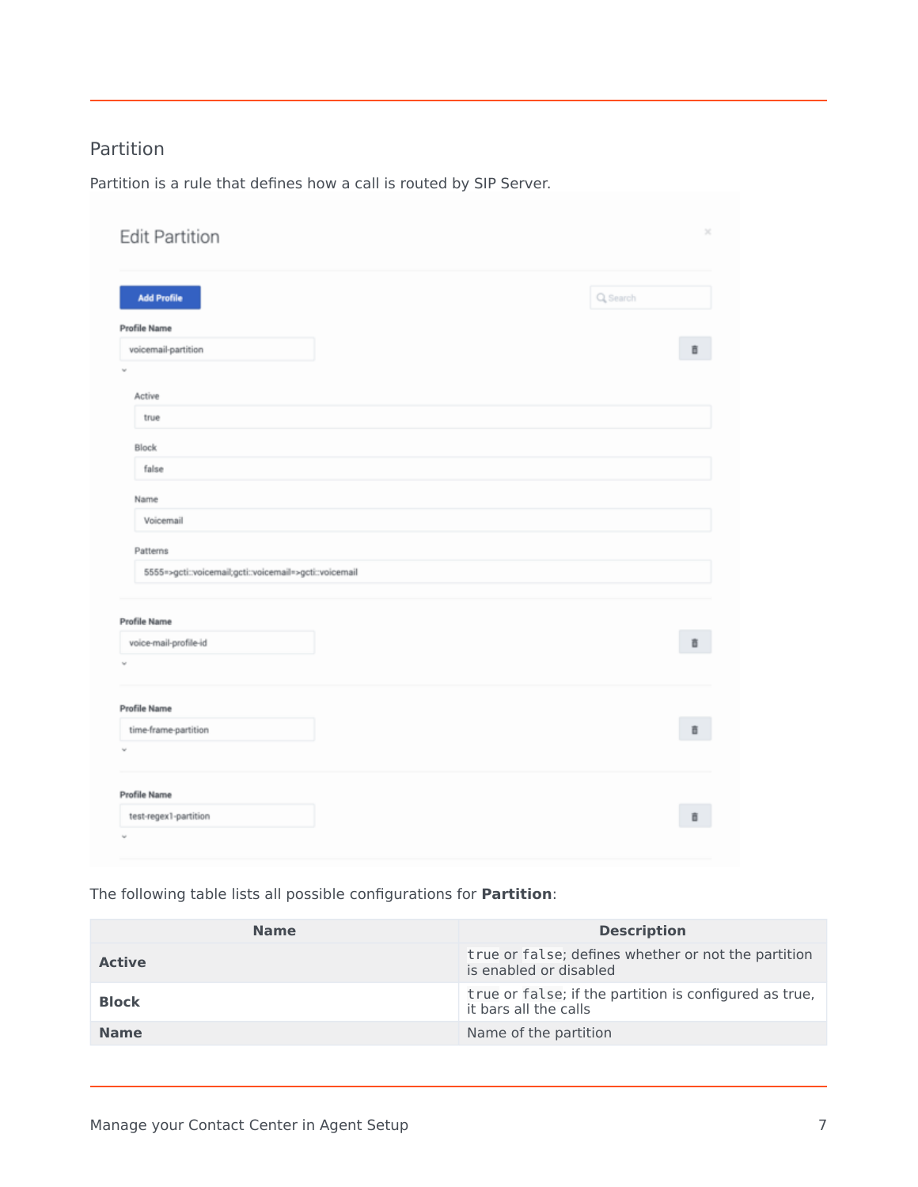## Partition

Partition is a rule that defines how a call is routed by SIP Server.

The following table lists all possible configurations for **Partition**:

| Name | Description |
|---|---|
| **Active** | `true` or `false`; defines whether or not the partition is enabled or disabled |
| **Block** | `true` or `false`; if the partition is configured as true, it bars all the calls |
| **Name** | Name of the partition |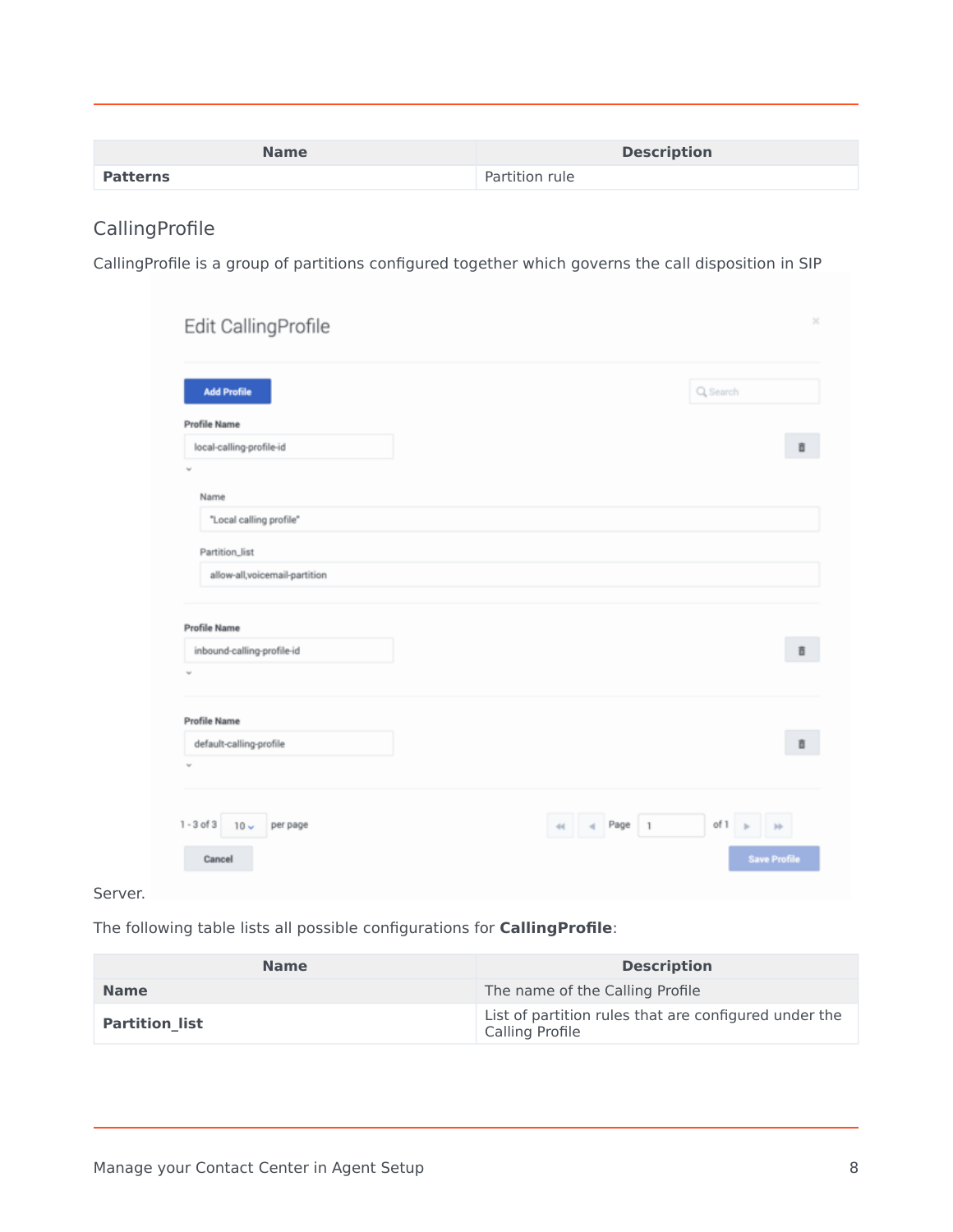| Name | Description |
|---|---|
| **Patterns** | Partition rule |

## CallingProfile

CallingProfile is a group of partitions configured together which governs the call disposition in SIP Server.

The following table lists all possible configurations for **CallingProfile**:

| Name | Description |
|---|---|
| **Name** | The name of the Calling Profile |
| **Partition_list** | List of partition rules that are configured under the Calling Profile |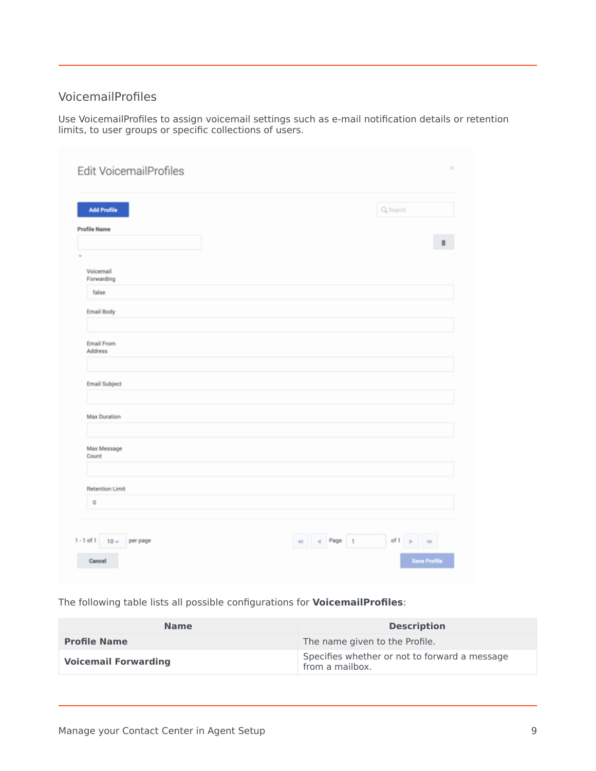## VoicemailProfiles

Use VoicemailProfiles to assign voicemail settings such as e-mail notification details or retention limits, to user groups or specific collections of users.

The following table lists all possible configurations for **VoicemailProfiles**:

| Name | Description |
|---|---|
| **Profile Name** | The name given to the Profile. |
| **Voicemail Forwarding** | Specifies whether or not to forward a message from a mailbox. |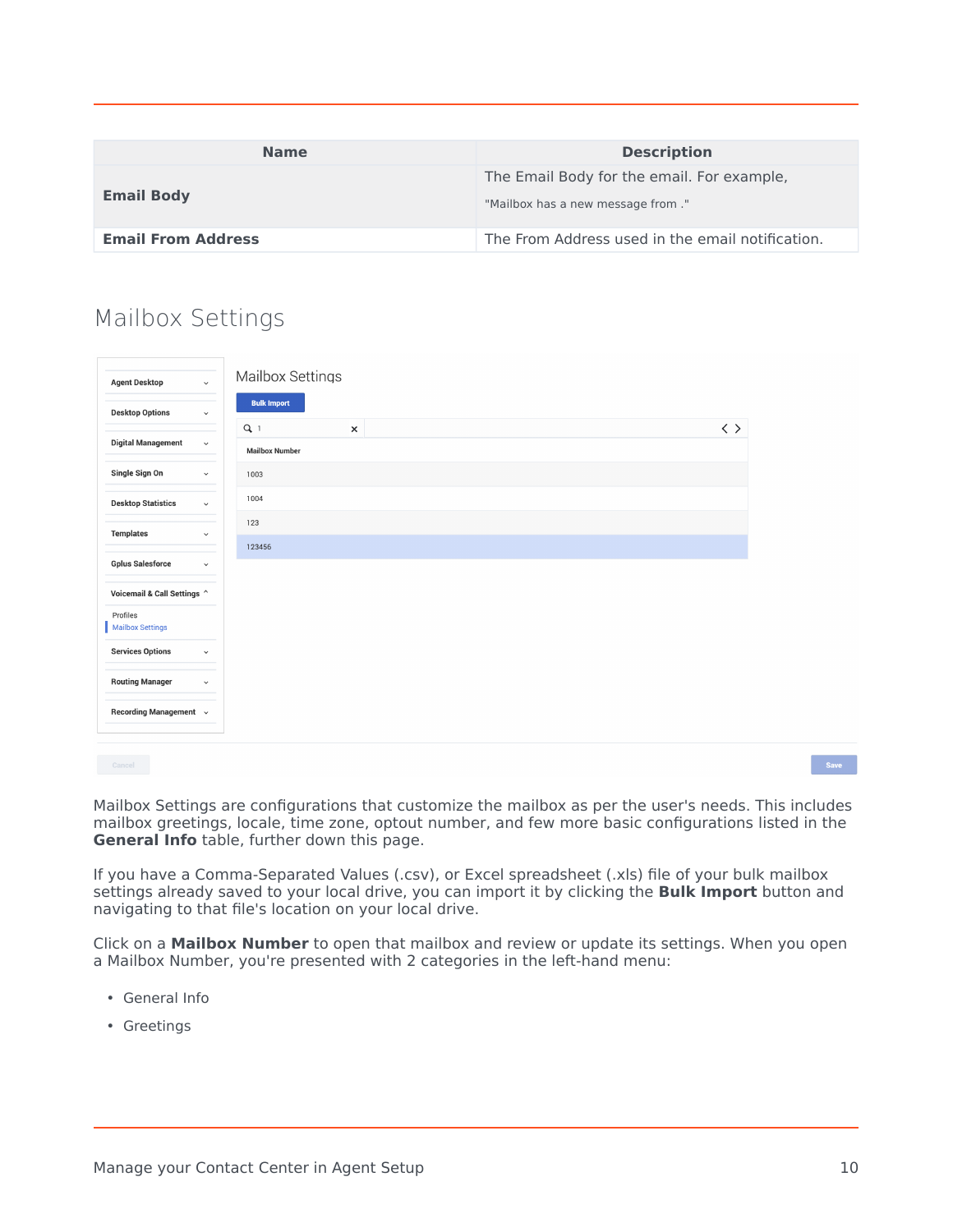| Name | Description |
| --- | --- |
| **Email Body** | The Email Body for the email. For example, "Mailbox has a new message from ." |
| **Email From Address** | The From Address used in the email notification. |

## Mailbox Settings

Mailbox Settings are configurations that customize the mailbox as per the user's needs. This includes mailbox greetings, locale, time zone, optout number, and few more basic configurations listed in the **General Info** table, further down this page.

If you have a Comma-Separated Values (.csv), or Excel spreadsheet (.xls) file of your bulk mailbox settings already saved to your local drive, you can import it by clicking the **Bulk Import** button and navigating to that file's location on your local drive.

Click on a **Mailbox Number** to open that mailbox and review or update its settings. When you open a Mailbox Number, you're presented with 2 categories in the left-hand menu:

- General Info
- Greetings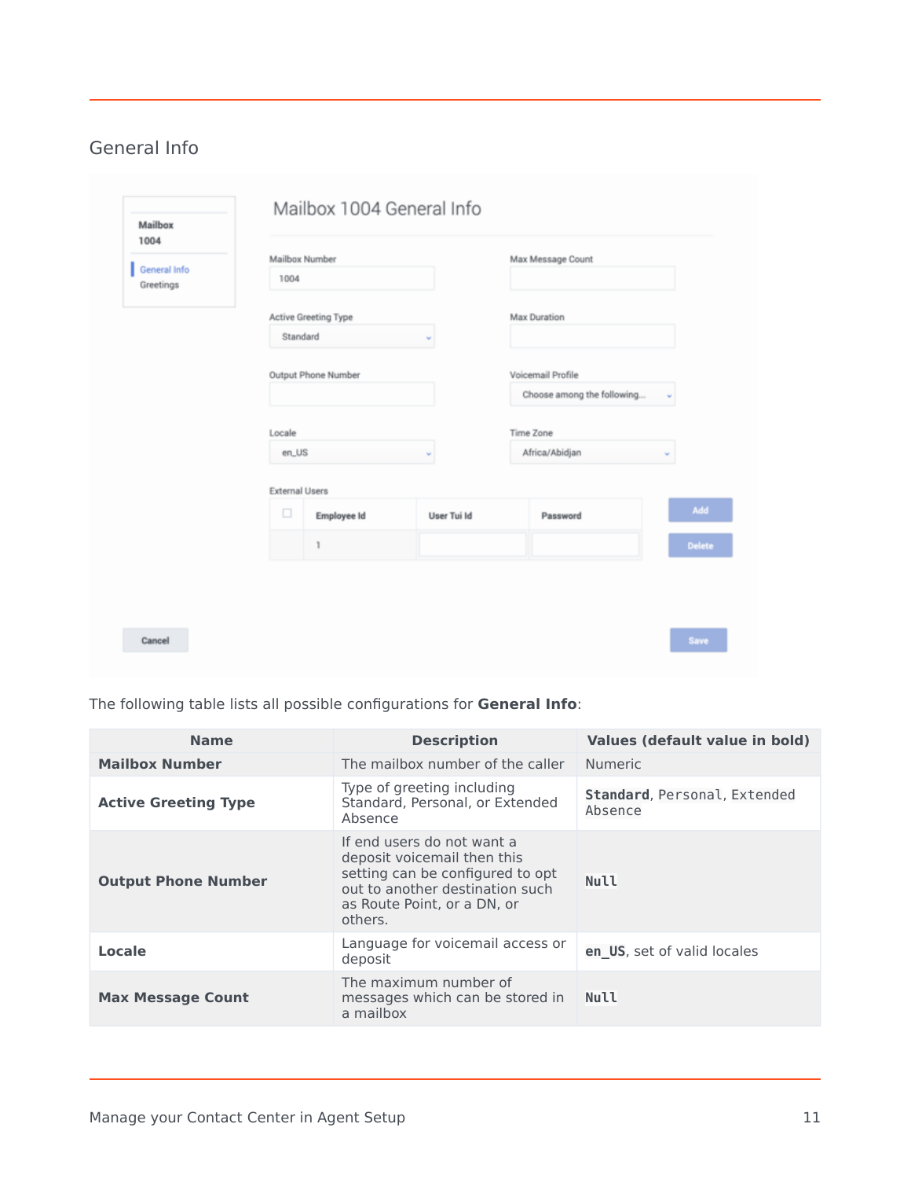## General Info

The following table lists all possible configurations for **General Info**:

| Name | Description | Values (default value in bold) |
|---|---|---|
| **Mailbox Number** | The mailbox number of the caller | Numeric |
| **Active Greeting Type** | Type of greeting including Standard, Personal, or Extended Absence | **Standard**, Personal, Extended Absence |
| **Output Phone Number** | If end users do not want a deposit voicemail then this setting can be configured to opt out to another destination such as Route Point, or a DN, or others. | **Null** |
| **Locale** | Language for voicemail access or deposit | **en_US**, set of valid locales |
| **Max Message Count** | The maximum number of messages which can be stored in a mailbox | **Null** |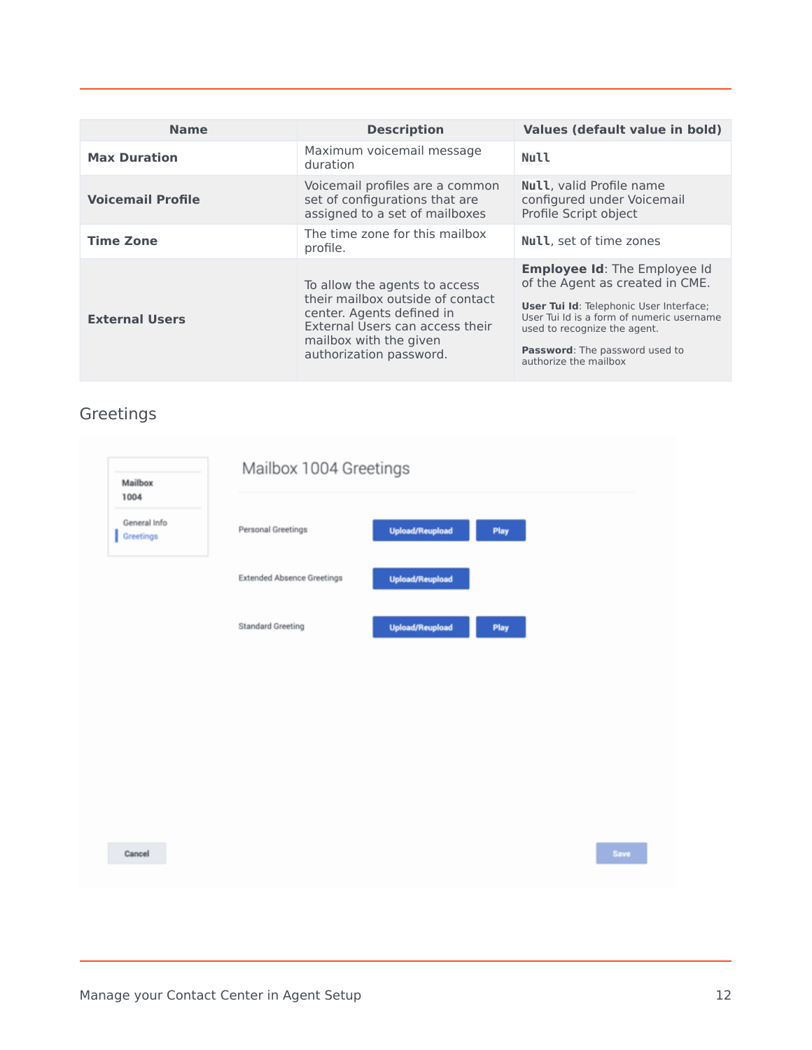| Name | Description | Values (default value in bold) |
|---|---|---|
| **Max Duration** | Maximum voicemail message duration | `Null` |
| **Voicemail Profile** | Voicemail profiles are a common set of configurations that are assigned to a set of mailboxes | `Null`, valid Profile name configured under Voicemail Profile Script object |
| **Time Zone** | The time zone for this mailbox profile. | `Null`, set of time zones |
| **External Users** | To allow the agents to access their mailbox outside of contact center. Agents defined in External Users can access their mailbox with the given authorization password. | **Employee Id**: The Employee Id of the Agent as created in CME. **User Tui Id**: Telephonic User Interface; User Tui Id is a form of numeric username used to recognize the agent. **Password**: The password used to authorize the mailbox |

## Greetings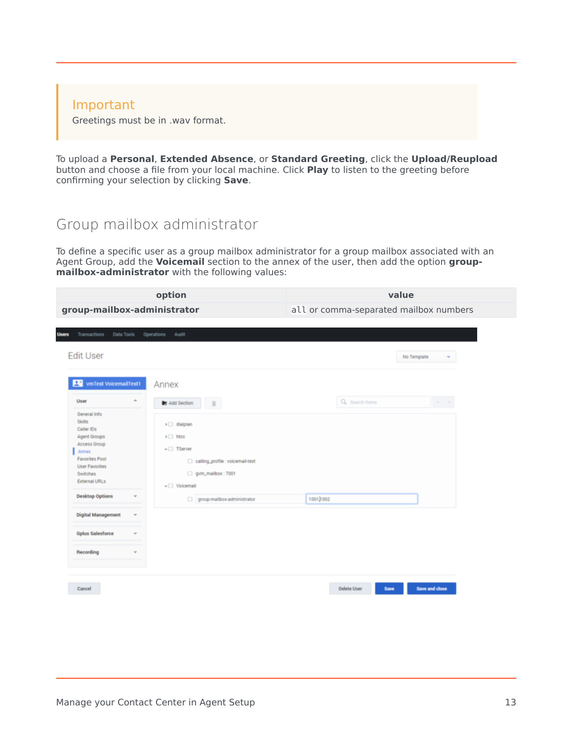**Important**

Greetings must be in .wav format.

To upload a **Personal**, **Extended Absence**, or **Standard Greeting**, click the **Upload/Reupload** button and choose a file from your local machine. Click **Play** to listen to the greeting before confirming your selection by clicking **Save**.

## Group mailbox administrator

To define a specific user as a group mailbox administrator for a group mailbox associated with an Agent Group, add the **Voicemail** section to the annex of the user, then add the option **group-mailbox-administrator** with the following values:

| option | value |
|---|---|
| **group-mailbox-administrator** | `all` or comma-separated mailbox numbers |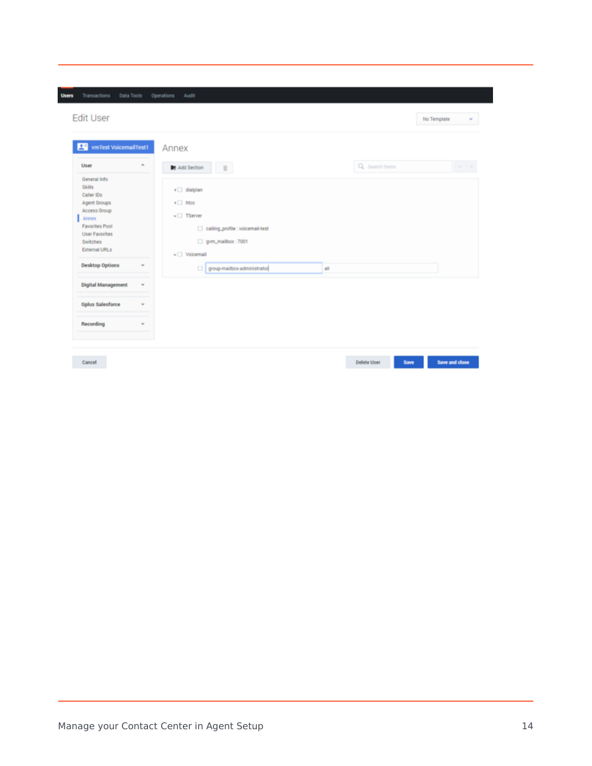Users Transactions Data Tools Operations Audit

Edit User

No Template

vmTest VoicemailTest1

User

General Info
Skills
Caller IDs
Agent Groups
Access Group
Annex
Favorites Pool
User Favorites
Switches
External URLs

Desktop Options

Digital Management

Gplus Salesforce

Recording

Annex

Add Section

Search Items

dialplan

htcc

TServer

calling_profile : voicemail-test

gvm_mailbox : 7001

Voicemail

group-mailbox-administrator

all

Cancel

Delete User

Save

Save and close